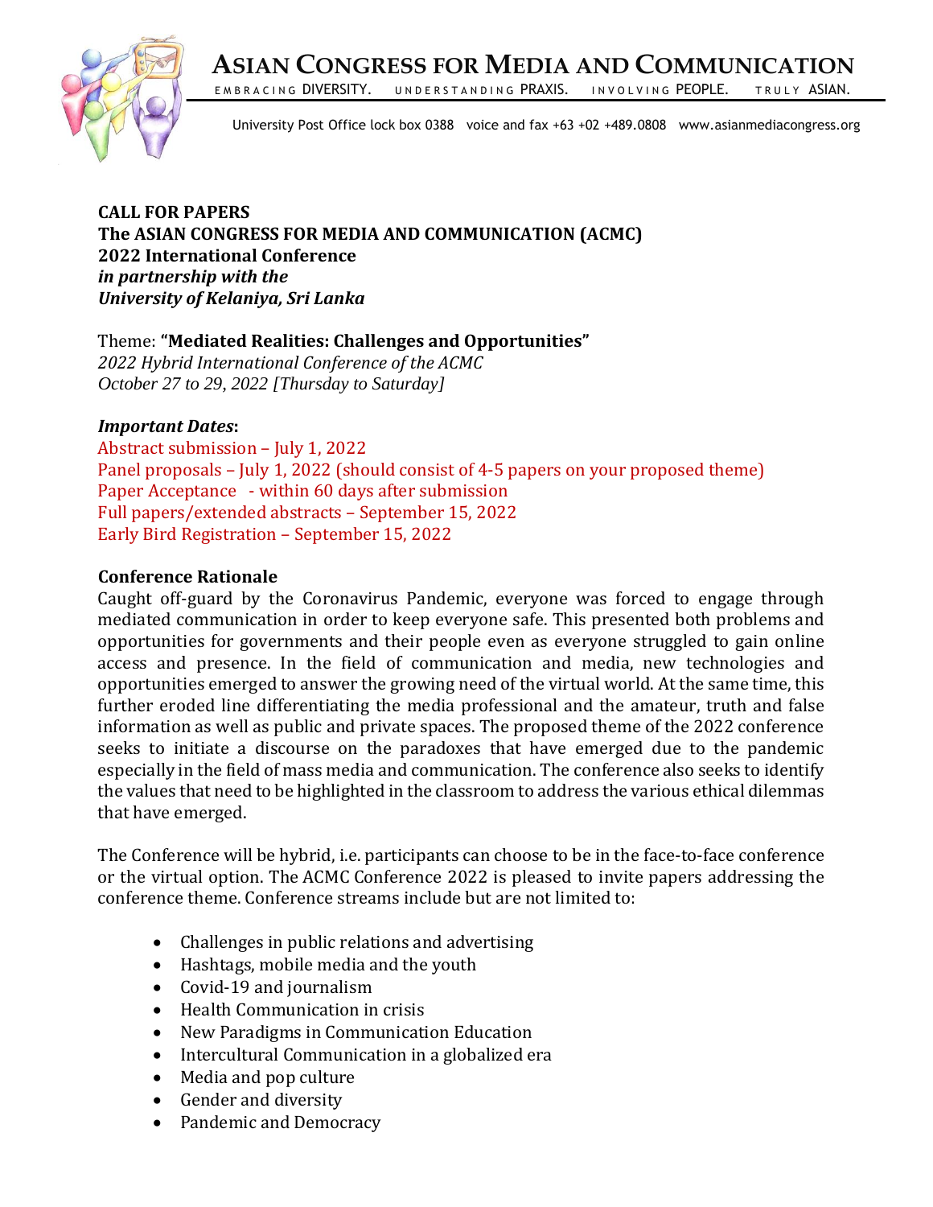# ASIAN CONGRESS FOR MEDIA AND COMMUNICATION

EMBRACING DIVERSITY. UNDERSTANDING PRAXIS. INVOLVING PEOPLE. TRULY ASIAN.

University Post Office lock box 0388 voice and fax +63 +02 +489.0808 www.asianmediacongress.org

**CALL FOR PAPERS**
**The ASIAN CONGRESS FOR MEDIA AND COMMUNICATION (ACMC)**
**2022 International Conference**
***in partnership with the***
***University of Kelaniya, Sri Lanka***

Theme: **"Mediated Realities: Challenges and Opportunities"**
*2022 Hybrid International Conference of the ACMC*
*October 27 to 29, 2022 [Thursday to Saturday]*

***Important Dates*:**
Abstract submission – July 1, 2022
Panel proposals – July 1, 2022 (should consist of 4-5 papers on your proposed theme)
Paper Acceptance - within 60 days after submission
Full papers/extended abstracts – September 15, 2022
Early Bird Registration – September 15, 2022

**Conference Rationale**

Caught off-guard by the Coronavirus Pandemic, everyone was forced to engage through mediated communication in order to keep everyone safe. This presented both problems and opportunities for governments and their people even as everyone struggled to gain online access and presence. In the field of communication and media, new technologies and opportunities emerged to answer the growing need of the virtual world. At the same time, this further eroded line differentiating the media professional and the amateur, truth and false information as well as public and private spaces. The proposed theme of the 2022 conference seeks to initiate a discourse on the paradoxes that have emerged due to the pandemic especially in the field of mass media and communication. The conference also seeks to identify the values that need to be highlighted in the classroom to address the various ethical dilemmas that have emerged.

The Conference will be hybrid, i.e. participants can choose to be in the face-to-face conference or the virtual option. The ACMC Conference 2022 is pleased to invite papers addressing the conference theme. Conference streams include but are not limited to:

- Challenges in public relations and advertising
- Hashtags, mobile media and the youth
- Covid-19 and journalism
- Health Communication in crisis
- New Paradigms in Communication Education
- Intercultural Communication in a globalized era
- Media and pop culture
- Gender and diversity
- Pandemic and Democracy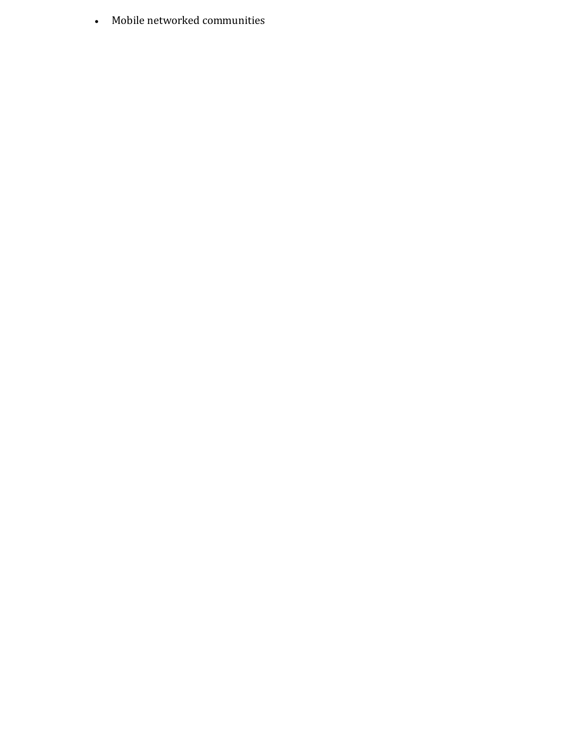- Mobile networked communities